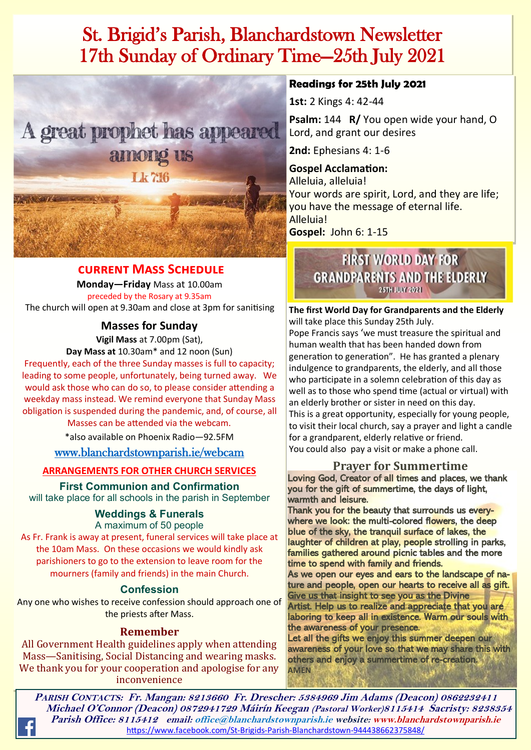# St. Brigid's Parish, Blanchardstown Newsletter
# 17th Sunday of Ordinary Time—25th July 2021

A great prophet has appeared among us
Lk 7:16

## CURRENT MASS SCHEDULE

**Monday—Friday** Mass at 10.00am
preceded by the Rosary at 9.35am
The church will open at 9.30am and close at 3pm for sanitising

### Masses for Sunday

**Vigil Mass** at 7.00pm (Sat),
**Day Mass at** 10.30am* and 12 noon (Sun)

Frequently, each of the three Sunday masses is full to capacity; leading to some people, unfortunately, being turned away. We would ask those who can do so, to please consider attending a weekday mass instead. We remind everyone that Sunday Mass obligation is suspended during the pandemic, and, of course, all Masses can be attended via the webcam.

*also available on Phoenix Radio—92.5FM

www.blanchardstownparish.ie/webcam

**ARRANGEMENTS FOR OTHER CHURCH SERVICES**

### First Communion and Confirmation

will take place for all schools in the parish in September

### Weddings & Funerals

A maximum of 50 people

As Fr. Frank is away at present, funeral services will take place at the 10am Mass. On these occasions we would kindly ask parishioners to go to the extension to leave room for the mourners (family and friends) in the main Church.

### Confession

Any one who wishes to receive confession should approach one of the priests after Mass.

### Remember

All Government Health guidelines apply when attending Mass—Sanitising, Social Distancing and wearing masks. We thank you for your cooperation and apologise for any inconvenience

## Readings for 25th July 2021

**1st:** 2 Kings 4: 42-44

**Psalm:** 144 **R/** You open wide your hand, O Lord, and grant our desires

**2nd:** Ephesians 4: 1-6

**Gospel Acclamation:**
Alleluia, alleluia!
Your words are spirit, Lord, and they are life;
you have the message of eternal life.
Alleluia!

**Gospel:** John 6: 1-15

## FIRST WORLD DAY FOR GRANDPARENTS AND THE ELDERLY
25TH JULY 2021

**The first World Day for Grandparents and the Elderly** will take place this Sunday 25th July.

Pope Francis says 'we must treasure the spiritual and human wealth that has been handed down from generation to generation". He has granted a plenary indulgence to grandparents, the elderly, and all those who participate in a solemn celebration of this day as well as to those who spend time (actual or virtual) with an elderly brother or sister in need on this day.

This is a great opportunity, especially for young people, to visit their local church, say a prayer and light a candle for a grandparent, elderly relative or friend.
You could also pay a visit or make a phone call.

## Prayer for Summertime

Loving God, Creator of all times and places, we thank you for the gift of summertime, the days of light, warmth and leisure.

Thank you for the beauty that surrounds us everywhere we look: the multi-colored flowers, the deep blue of the sky, the tranquil surface of lakes, the laughter of children at play, people strolling in parks, families gathered around picnic tables and the more time to spend with family and friends.

As we open our eyes and ears to the landscape of nature and people, open our hearts to receive all as gift. Give us that insight to see you as the Divine Artist. Help us to realize and appreciate that you are laboring to keep all in existence. Warm our souls with the awareness of your presence.

Let all the gifts we enjoy this summer deepen our awareness of your love so that we may share this with others and enjoy a summertime of re-creation.

AMEN

---

***Parish Contacts:* Fr. Mangan: 8213660 Fr. Drescher: 5384969 Jim Adams (Deacon) 0862232411 Michael O'Connor (Deacon) 0872941729 Máirín Keegan (Pastoral Worker)8115414 Sacristy: 8238354 Parish Office: 8115412 email: office@blanchardstownparish.ie website: www.blanchardstownparish.ie**

https://www.facebook.com/St-Brigids-Parish-Blanchardstown-944438662375848/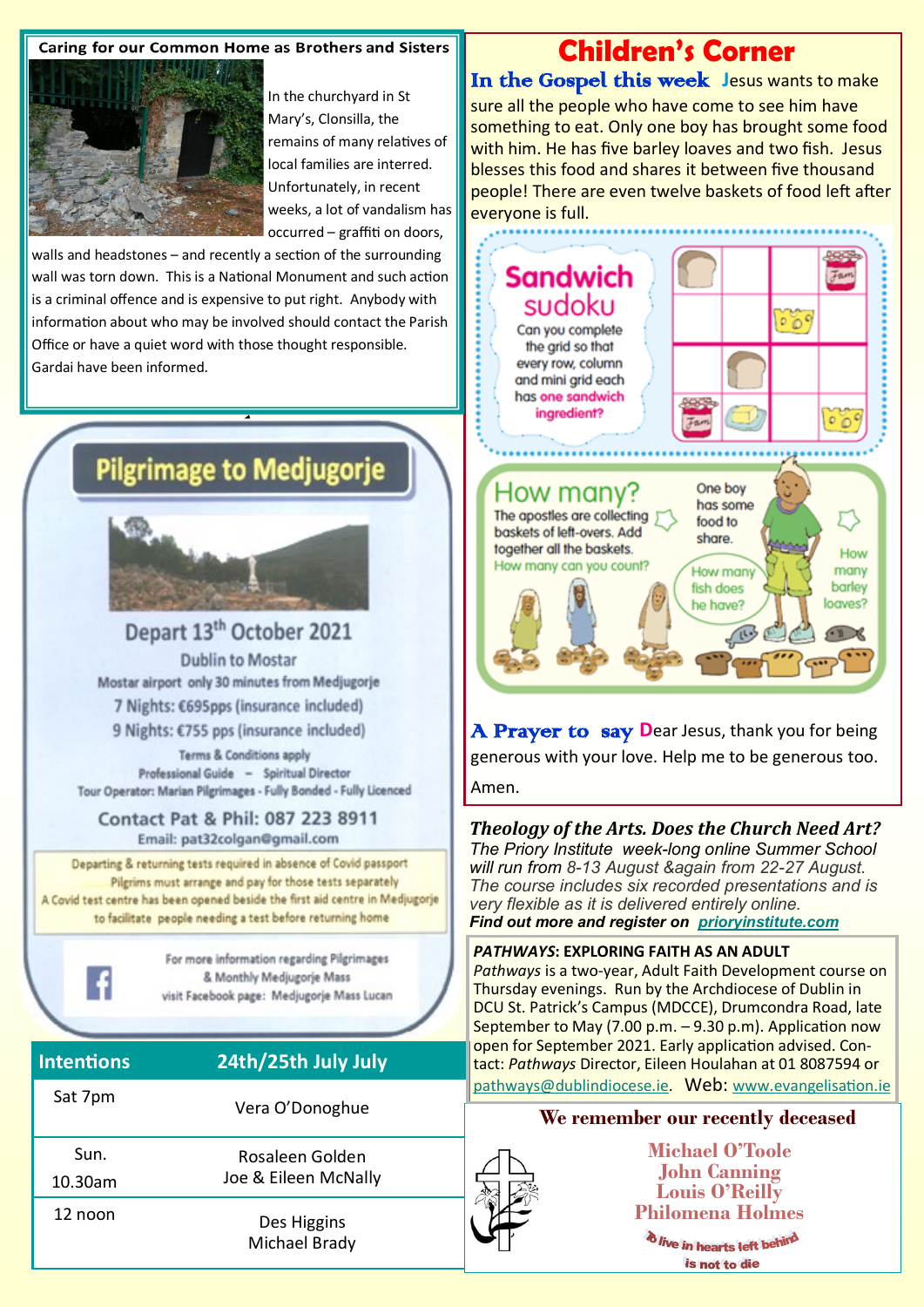## Caring for our Common Home as Brothers and Sisters

In the churchyard in St Mary's, Clonsilla, the remains of many relatives of local families are interred. Unfortunately, in recent weeks, a lot of vandalism has occurred – graffiti on doors, walls and headstones – and recently a section of the surrounding wall was torn down. This is a National Monument and such action is a criminal offence and is expensive to put right. Anybody with information about who may be involved should contact the Parish Office or have a quiet word with those thought responsible. Gardai have been informed.

## Pilgrimage to Medjugorje

Depart 13th October 2021

Dublin to Mostar

Mostar airport only 30 minutes from Medjugorje

7 Nights: €695pps (insurance included)

9 Nights: €755 pps (insurance included)

Terms & Conditions apply

Professional Guide – Spiritual Director

Tour Operator: Marian Pilgrimages - Fully Bonded - Fully Licenced

Contact Pat & Phil: 087 223 8911

Email: pat32colgan@gmail.com

Departing & returning tests required in absence of Covid passport
Pilgrims must arrange and pay for those tests separately
A Covid test centre has been opened beside the first aid centre in Medjugorje to facilitate people needing a test before returning home

For more information regarding Pilgrimages & Monthly Medjugorje Mass visit Facebook page: Medjugorje Mass Lucan

| Intentions | 24th/25th July July |
|---|---|
| Sat 7pm | Vera O'Donoghue |
| Sun. 10.30am | Rosaleen Golden<br>Joe & Eileen McNally |
| 12 noon | Des Higgins<br>Michael Brady |

## Children's Corner

**In the Gospel this week** Jesus wants to make sure all the people who have come to see him have something to eat. Only one boy has brought some food with him. He has five barley loaves and two fish. Jesus blesses this food and shares it between five thousand people! There are even twelve baskets of food left after everyone is full.

**Sandwich sudoku**

Can you complete the grid so that every row, column and mini grid each has one sandwich ingredient?

**How many?**

The apostles are collecting baskets of left-overs. Add together all the baskets. How many can you count?

One boy has some food to share.

How many fish does he have?

How many barley loaves?

**A Prayer to say** Dear Jesus, thank you for being generous with your love. Help me to be generous too. Amen.

### *Theology of the Arts. Does the Church Need Art?*

*The Priory Institute week-long online Summer School will run from 8-13 August &again from 22-27 August. The course includes six recorded presentations and is very flexible as it is delivered entirely online.*

***Find out more and register on prioryinstitute.com***

### *PATHWAYS*: EXPLORING FAITH AS AN ADULT

*Pathways* is a two-year, Adult Faith Development course on Thursday evenings. Run by the Archdiocese of Dublin in DCU St. Patrick's Campus (MDCCE), Drumcondra Road, late September to May (7.00 p.m. – 9.30 p.m). Application now open for September 2021. Early application advised. Contact: *Pathways* Director, Eileen Houlahan at 01 8087594 or pathways@dublindiocese.ie. Web: www.evangelisation.ie

### We remember our recently deceased

Michael O'Toole
John Canning
Louis O'Reilly
Philomena Holmes

To live in hearts left behind is not to die